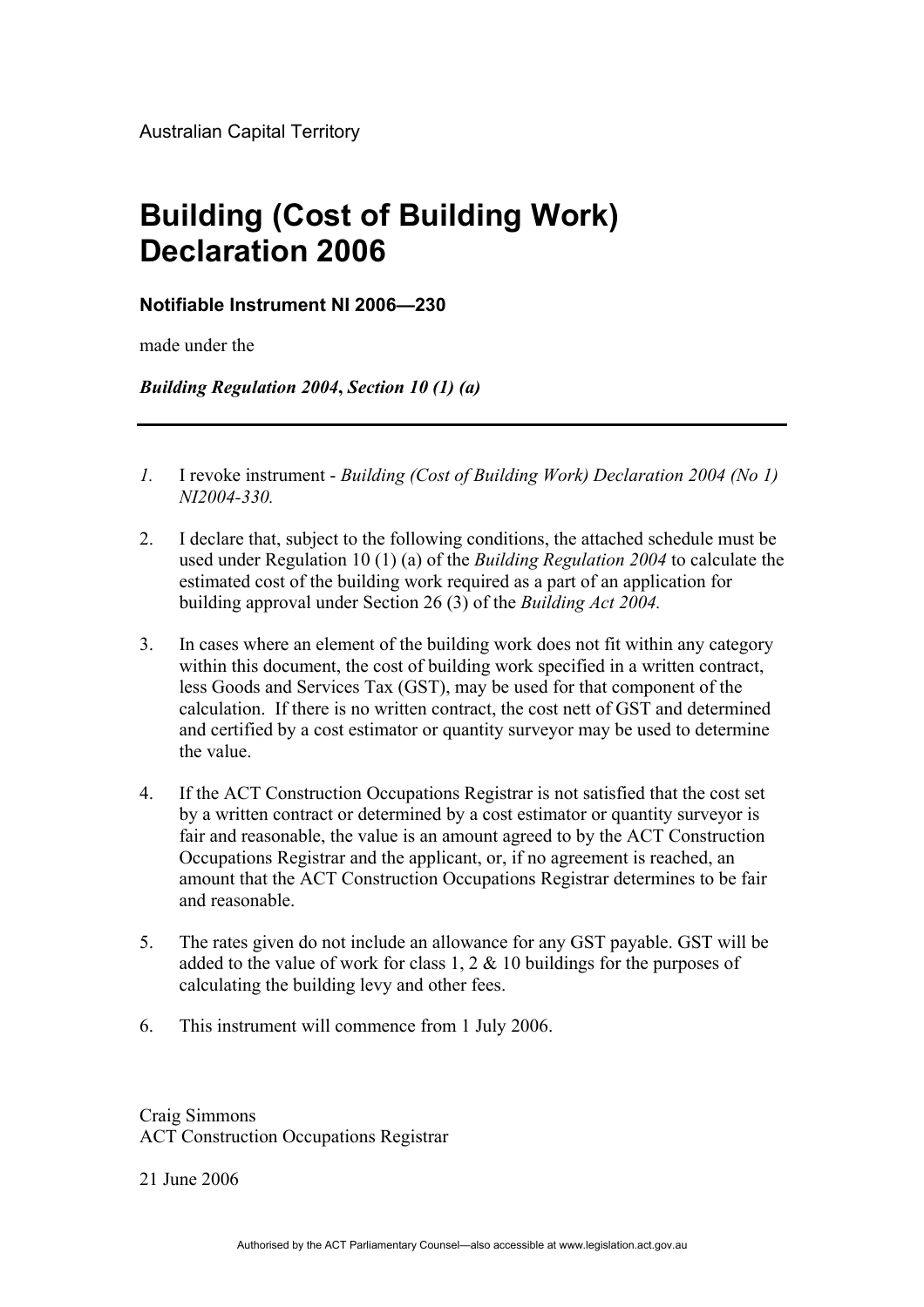Australian Capital Territory

# Building (Cost of Building Work) Declaration 2006

**Notifiable Instrument NI 2006—230**

made under the

***Building Regulation 2004*, *Section 10 (1) (a)***

---

*1.* I revoke instrument - *Building (Cost of Building Work) Declaration 2004 (No 1) NI2004-330.*

2. I declare that, subject to the following conditions, the attached schedule must be used under Regulation 10 (1) (a) of the *Building Regulation 2004* to calculate the estimated cost of the building work required as a part of an application for building approval under Section 26 (3) of the *Building Act 2004.*

3. In cases where an element of the building work does not fit within any category within this document, the cost of building work specified in a written contract, less Goods and Services Tax (GST), may be used for that component of the calculation. If there is no written contract, the cost nett of GST and determined and certified by a cost estimator or quantity surveyor may be used to determine the value.

4. If the ACT Construction Occupations Registrar is not satisfied that the cost set by a written contract or determined by a cost estimator or quantity surveyor is fair and reasonable, the value is an amount agreed to by the ACT Construction Occupations Registrar and the applicant, or, if no agreement is reached, an amount that the ACT Construction Occupations Registrar determines to be fair and reasonable.

5. The rates given do not include an allowance for any GST payable. GST will be added to the value of work for class 1, 2 & 10 buildings for the purposes of calculating the building levy and other fees.

6. This instrument will commence from 1 July 2006.

Craig Simmons
ACT Construction Occupations Registrar

21 June 2006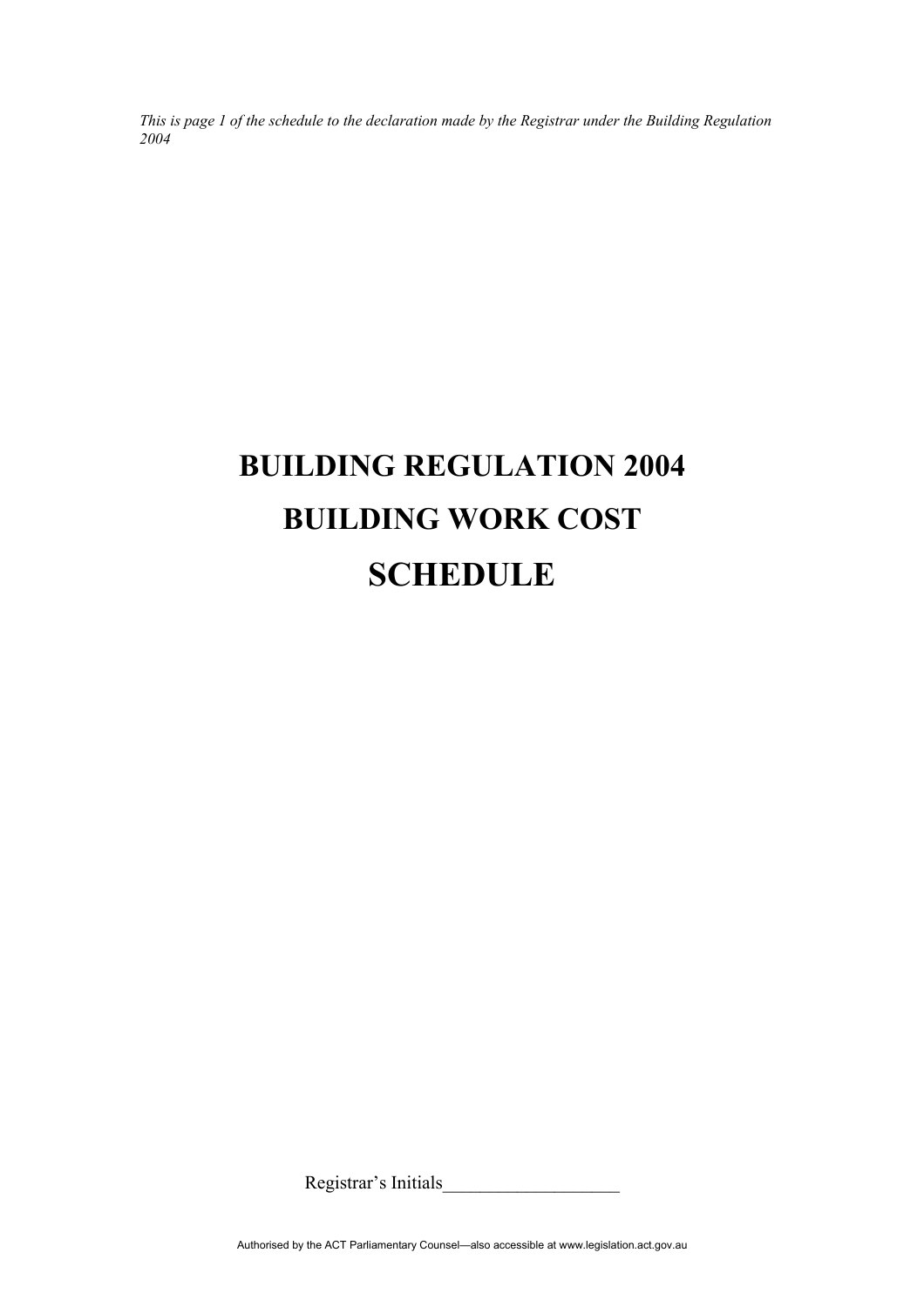*This is page 1 of the schedule to the declaration made by the Registrar under the Building Regulation 2004*

# BUILDING REGULATION 2004

# BUILDING WORK COST

# SCHEDULE

Registrar's Initials___________________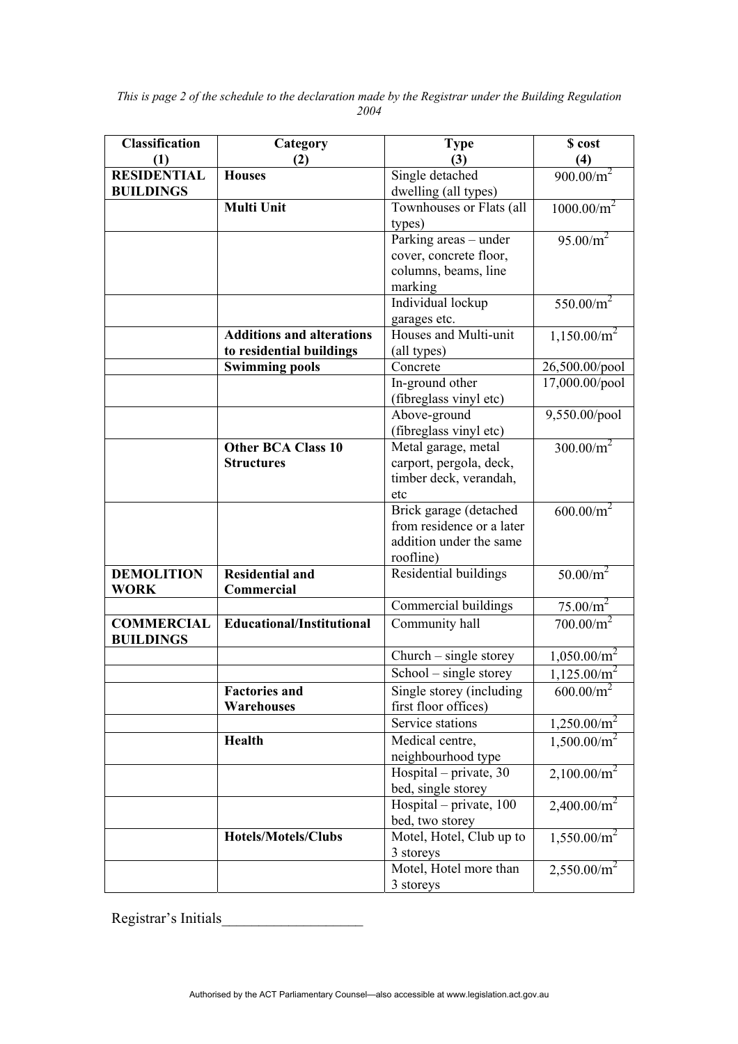*This is page 2 of the schedule to the declaration made by the Registrar under the Building Regulation 2004*

| Classification (1) | Category (2) | Type (3) | $ cost (4) |
|---|---|---|---|
| **RESIDENTIAL BUILDINGS** | **Houses** | Single detached dwelling (all types) | 900.00/$m^2$ |
| | **Multi Unit** | Townhouses or Flats (all types) | 1000.00/$m^2$ |
| | | Parking areas – under cover, concrete floor, columns, beams, line marking | 95.00/$m^2$ |
| | | Individual lockup garages etc. | 550.00/$m^2$ |
| | **Additions and alterations to residential buildings** | Houses and Multi-unit (all types) | 1,150.00/$m^2$ |
| | **Swimming pools** | Concrete | 26,500.00/pool |
| | | In-ground other (fibreglass vinyl etc) | 17,000.00/pool |
| | | Above-ground (fibreglass vinyl etc) | 9,550.00/pool |
| | **Other BCA Class 10 Structures** | Metal garage, metal carport, pergola, deck, timber deck, verandah, etc | 300.00/$m^2$ |
| | | Brick garage (detached from residence or a later addition under the same roofline) | 600.00/$m^2$ |
| **DEMOLITION WORK** | **Residential and Commercial** | Residential buildings | 50.00/$m^2$ |
| | | Commercial buildings | 75.00/$m^2$ |
| **COMMERCIAL BUILDINGS** | **Educational/Institutional** | Community hall | 700.00/$m^2$ |
| | | Church – single storey | 1,050.00/$m^2$ |
| | | School – single storey | 1,125.00/$m^2$ |
| | **Factories and Warehouses** | Single storey (including first floor offices) | 600.00/$m^2$ |
| | | Service stations | 1,250.00/$m^2$ |
| | **Health** | Medical centre, neighbourhood type | 1,500.00/$m^2$ |
| | | Hospital – private, 30 bed, single storey | 2,100.00/$m^2$ |
| | | Hospital – private, 100 bed, two storey | 2,400.00/$m^2$ |
| | **Hotels/Motels/Clubs** | Motel, Hotel, Club up to 3 storeys | 1,550.00/$m^2$ |
| | | Motel, Hotel more than 3 storeys | 2,550.00/$m^2$ |

Registrar's Initials___________________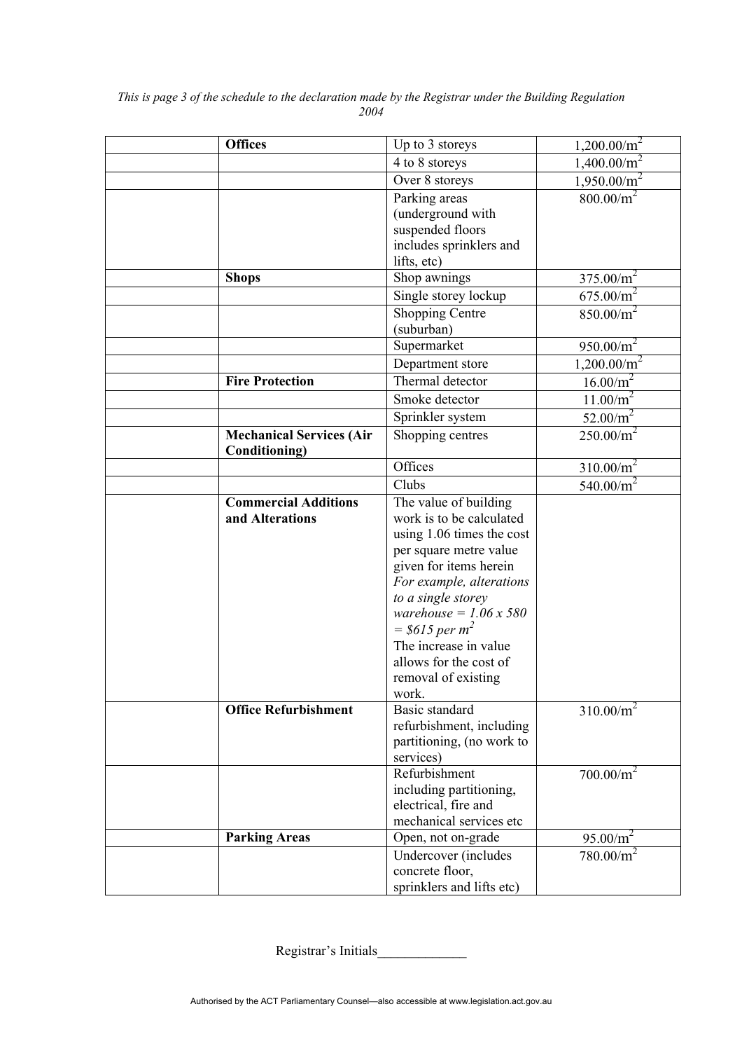*This is page 3 of the schedule to the declaration made by the Registrar under the Building Regulation 2004*

| | | | |
|---|---|---|---|
| | **Offices** | Up to 3 storeys | 1,200.00/m$^2$ |
| | | 4 to 8 storeys | 1,400.00/m$^2$ |
| | | Over 8 storeys | 1,950.00/m$^2$ |
| | | Parking areas (underground with suspended floors includes sprinklers and lifts, etc) | 800.00/m$^2$ |
| | **Shops** | Shop awnings | 375.00/m$^2$ |
| | | Single storey lockup | 675.00/m$^2$ |
| | | Shopping Centre (suburban) | 850.00/m$^2$ |
| | | Supermarket | 950.00/m$^2$ |
| | | Department store | 1,200.00/m$^2$ |
| | **Fire Protection** | Thermal detector | 16.00/m$^2$ |
| | | Smoke detector | 11.00/m$^2$ |
| | | Sprinkler system | 52.00/m$^2$ |
| | **Mechanical Services (Air Conditioning)** | Shopping centres | 250.00/m$^2$ |
| | | Offices | 310.00/m$^2$ |
| | | Clubs | 540.00/m$^2$ |
| | **Commercial Additions and Alterations** | The value of building work is to be calculated using 1.06 times the cost per square metre value given for items herein *For example, alterations to a single storey warehouse = 1.06 x 580 = \$615 per m$^2$* The increase in value allows for the cost of removal of existing work. | |
| | **Office Refurbishment** | Basic standard refurbishment, including partitioning, (no work to services) | 310.00/m$^2$ |
| | | Refurbishment including partitioning, electrical, fire and mechanical services etc | 700.00/m$^2$ |
| | **Parking Areas** | Open, not on-grade | 95.00/m$^2$ |
| | | Undercover (includes concrete floor, sprinklers and lifts etc) | 780.00/m$^2$ |

Registrar's Initials_____________